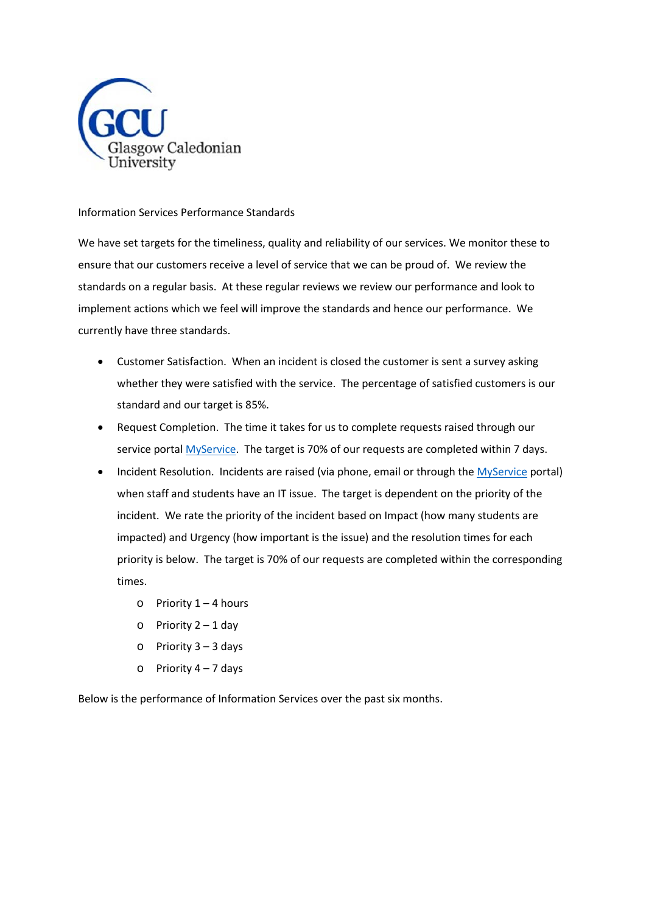# Information Services Performance Standards

We have set targets for the timeliness, quality and reliability of our services. We monitor these to ensure that our customers receive a level of service that we can be proud of. We review the standards on a regular basis. At these regular reviews we review our performance and look to implement actions which we feel will improve the standards and hence our performance. We currently have three standards.

- Customer Satisfaction. When an incident is closed the customer is sent a survey asking whether they were satisfied with the service. The percentage of satisfied customers is our standard and our target is 85%.
- Request Completion. The time it takes for us to complete requests raised through our service portal MyService. The target is 70% of our requests are completed within 7 days.
- Incident Resolution. Incidents are raised (via phone, email or through the MyService portal) when staff and students have an IT issue. The target is dependent on the priority of the incident. We rate the priority of the incident based on Impact (how many students are impacted) and Urgency (how important is the issue) and the resolution times for each priority is below. The target is 70% of our requests are completed within the corresponding times.
  - Priority 1 – 4 hours
  - Priority 2 – 1 day
  - Priority 3 – 3 days
  - Priority 4 – 7 days

Below is the performance of Information Services over the past six months.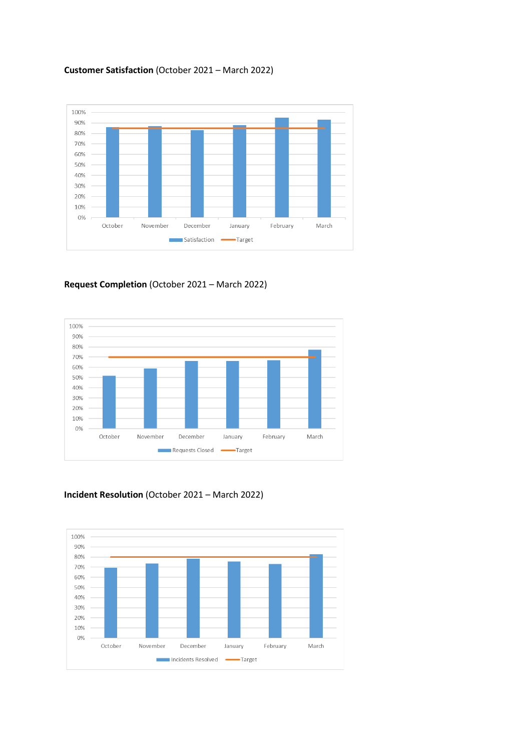**Customer Satisfaction** (October 2021 – March 2022)

**Request Completion** (October 2021 – March 2022)

**Incident Resolution** (October 2021 – March 2022)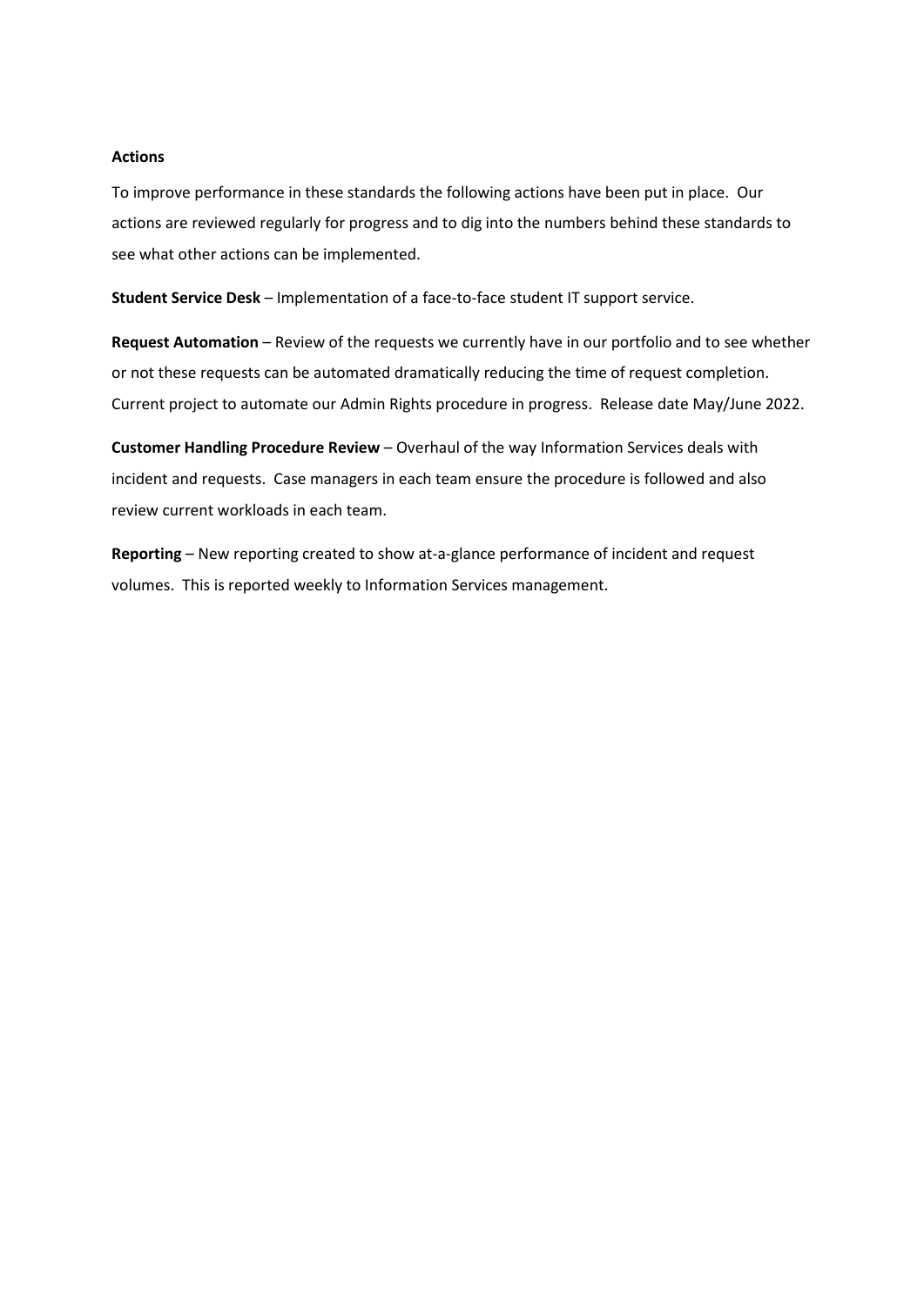**Actions**

To improve performance in these standards the following actions have been put in place. Our actions are reviewed regularly for progress and to dig into the numbers behind these standards to see what other actions can be implemented.

**Student Service Desk** – Implementation of a face-to-face student IT support service.

**Request Automation** – Review of the requests we currently have in our portfolio and to see whether or not these requests can be automated dramatically reducing the time of request completion. Current project to automate our Admin Rights procedure in progress. Release date May/June 2022.

**Customer Handling Procedure Review** – Overhaul of the way Information Services deals with incident and requests. Case managers in each team ensure the procedure is followed and also review current workloads in each team.

**Reporting** – New reporting created to show at-a-glance performance of incident and request volumes. This is reported weekly to Information Services management.